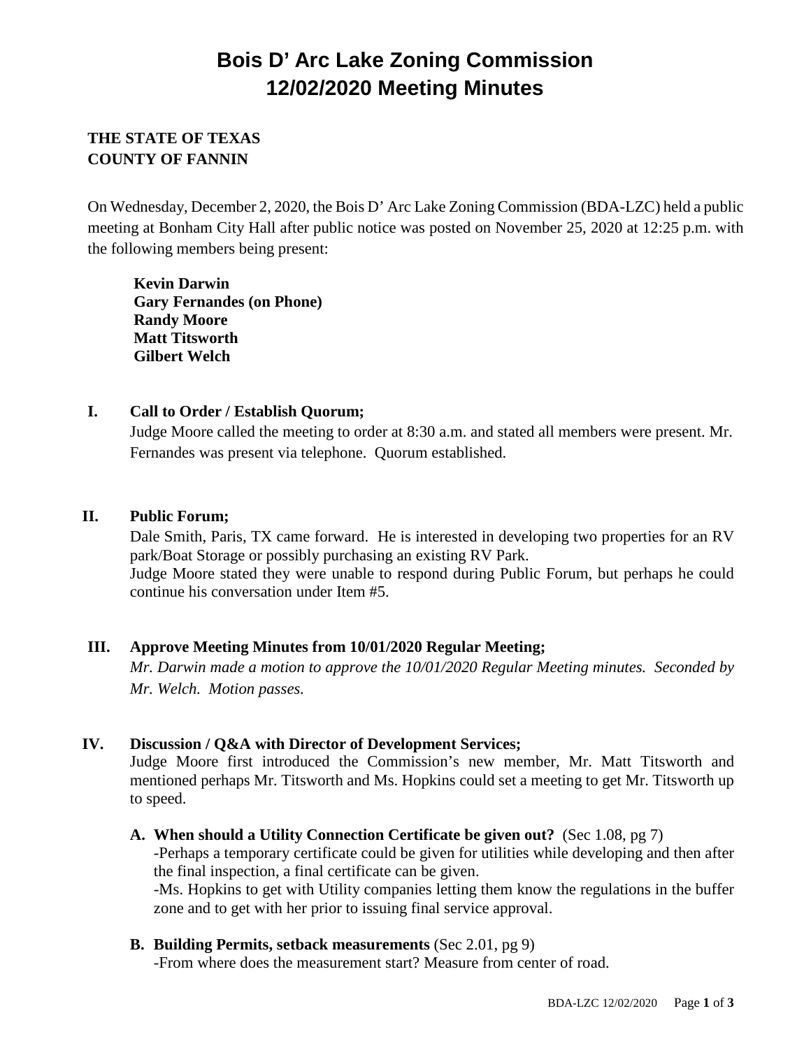# Bois D' Arc Lake Zoning Commission
# 12/02/2020 Meeting Minutes

**THE STATE OF TEXAS**
**COUNTY OF FANNIN**

On Wednesday, December 2, 2020, the Bois D' Arc Lake Zoning Commission (BDA-LZC) held a public meeting at Bonham City Hall after public notice was posted on November 25, 2020 at 12:25 p.m. with the following members being present:

**Kevin Darwin**
**Gary Fernandes (on Phone)**
**Randy Moore**
**Matt Titsworth**
**Gilbert Welch**

## I. Call to Order / Establish Quorum;

Judge Moore called the meeting to order at 8:30 a.m. and stated all members were present. Mr. Fernandes was present via telephone. Quorum established.

## II. Public Forum;

Dale Smith, Paris, TX came forward. He is interested in developing two properties for an RV park/Boat Storage or possibly purchasing an existing RV Park.
Judge Moore stated they were unable to respond during Public Forum, but perhaps he could continue his conversation under Item #5.

## III. Approve Meeting Minutes from 10/01/2020 Regular Meeting;

*Mr. Darwin made a motion to approve the 10/01/2020 Regular Meeting minutes. Seconded by Mr. Welch. Motion passes.*

## IV. Discussion / Q&A with Director of Development Services;

Judge Moore first introduced the Commission's new member, Mr. Matt Titsworth and mentioned perhaps Mr. Titsworth and Ms. Hopkins could set a meeting to get Mr. Titsworth up to speed.

**A. When should a Utility Connection Certificate be given out?** (Sec 1.08, pg 7)
-Perhaps a temporary certificate could be given for utilities while developing and then after the final inspection, a final certificate can be given.
-Ms. Hopkins to get with Utility companies letting them know the regulations in the buffer zone and to get with her prior to issuing final service approval.

**B. Building Permits, setback measurements** (Sec 2.01, pg 9)
-From where does the measurement start? Measure from center of road.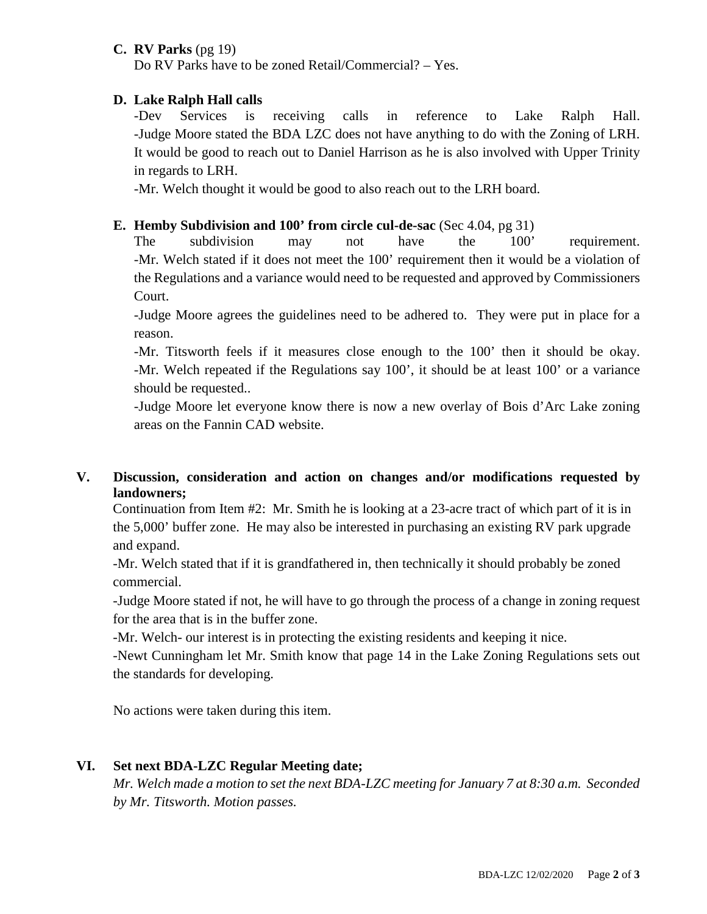**C. RV Parks** (pg 19)

Do RV Parks have to be zoned Retail/Commercial? – Yes.

**D. Lake Ralph Hall calls**

-Dev Services is receiving calls in reference to Lake Ralph Hall.
-Judge Moore stated the BDA LZC does not have anything to do with the Zoning of LRH. It would be good to reach out to Daniel Harrison as he is also involved with Upper Trinity in regards to LRH.

-Mr. Welch thought it would be good to also reach out to the LRH board.

**E. Hemby Subdivision and 100' from circle cul-de-sac** (Sec 4.04, pg 31)

The subdivision may not have the 100' requirement.
-Mr. Welch stated if it does not meet the 100' requirement then it would be a violation of the Regulations and a variance would need to be requested and approved by Commissioners Court.

-Judge Moore agrees the guidelines need to be adhered to. They were put in place for a reason.

-Mr. Titsworth feels if it measures close enough to the 100' then it should be okay.
-Mr. Welch repeated if the Regulations say 100', it should be at least 100' or a variance should be requested..

-Judge Moore let everyone know there is now a new overlay of Bois d'Arc Lake zoning areas on the Fannin CAD website.

**V. Discussion, consideration and action on changes and/or modifications requested by landowners;**

Continuation from Item #2: Mr. Smith he is looking at a 23-acre tract of which part of it is in the 5,000' buffer zone. He may also be interested in purchasing an existing RV park upgrade and expand.

-Mr. Welch stated that if it is grandfathered in, then technically it should probably be zoned commercial.

-Judge Moore stated if not, he will have to go through the process of a change in zoning request for the area that is in the buffer zone.

-Mr. Welch- our interest is in protecting the existing residents and keeping it nice.

-Newt Cunningham let Mr. Smith know that page 14 in the Lake Zoning Regulations sets out the standards for developing.

No actions were taken during this item.

**VI. Set next BDA-LZC Regular Meeting date;**

*Mr. Welch made a motion to set the next BDA-LZC meeting for January 7 at 8:30 a.m. Seconded by Mr. Titsworth. Motion passes.*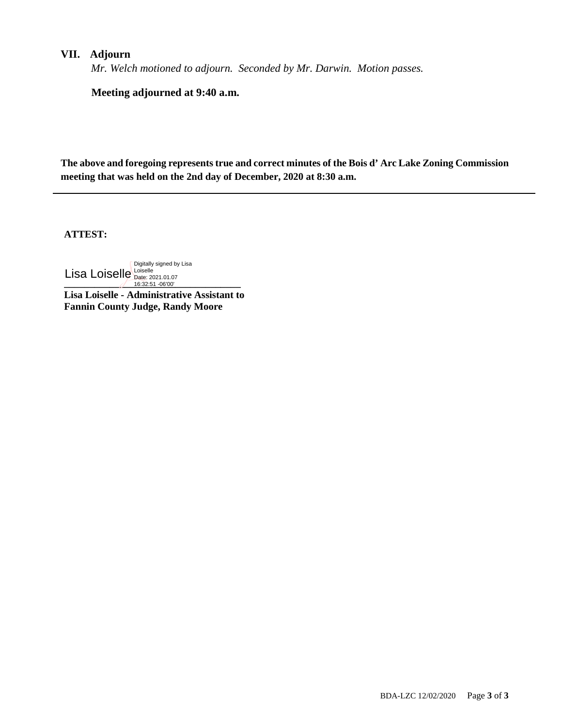## VII. Adjourn

*Mr. Welch motioned to adjourn. Seconded by Mr. Darwin. Motion passes.*

**Meeting adjourned at 9:40 a.m.**

**The above and foregoing represents true and correct minutes of the Bois d' Arc Lake Zoning Commission meeting that was held on the 2nd day of December, 2020 at 8:30 a.m.**

---

**ATTEST:**

Lisa Loiselle Digitally signed by Lisa Loiselle Date: 2021.01.07 16:32:51 -06'00'

**Lisa Loiselle - Administrative Assistant to Fannin County Judge, Randy Moore**